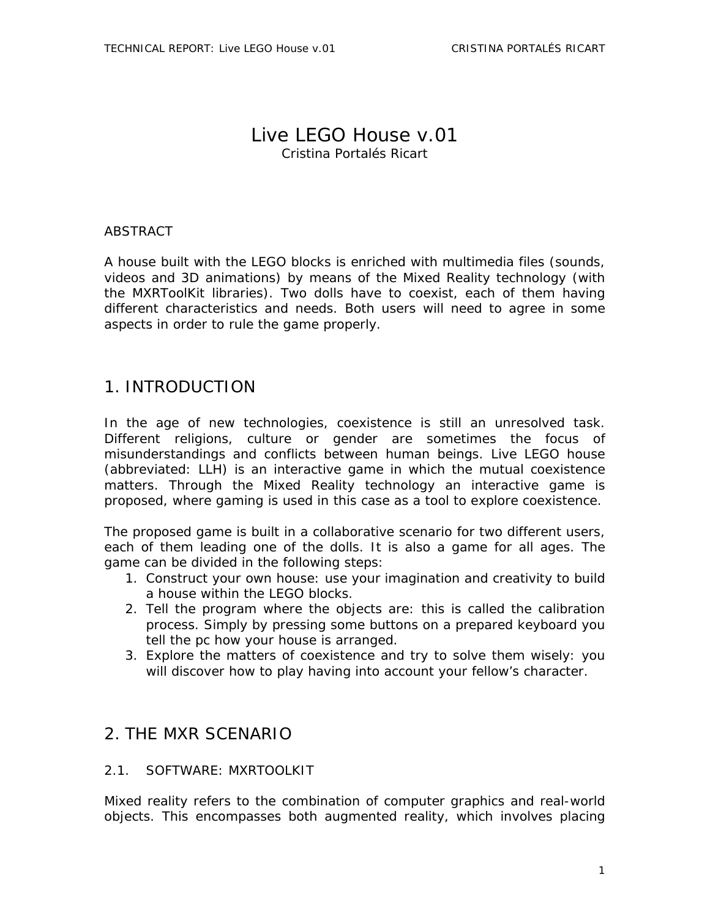# Live LEGO House v.01

Cristina Portalés Ricart

ABSTRACT

A house built with the LEGO blocks is enriched with multimedia files (sounds, videos and 3D animations) by means of the Mixed Reality technology (with the MXRToolKit libraries). Two dolls have to coexist, each of them having different characteristics and needs. Both users will need to agree in some aspects in order to rule the game properly.

## 1. INTRODUCTION

In the age of new technologies, coexistence is still an unresolved task. Different religions, culture or gender are sometimes the focus of misunderstandings and conflicts between human beings. Live LEGO house (abbreviated: LLH) is an interactive game in which the mutual coexistence matters. Through the Mixed Reality technology an interactive game is proposed, where gaming is used in this case as a tool to explore coexistence.

The proposed game is built in a collaborative scenario for two different users, each of them leading one of the dolls. It is also a game for all ages. The game can be divided in the following steps:

1. Construct your own house: use your imagination and creativity to build a house within the LEGO blocks.
2. Tell the program where the objects are: this is called the calibration process. Simply by pressing some buttons on a prepared keyboard you tell the pc how your house is arranged.
3. Explore the matters of coexistence and try to solve them wisely: you will discover how to play having into account your fellow's character.

## 2. THE MXR SCENARIO

### 2.1. SOFTWARE: MXRTOOLKIT

Mixed reality refers to the combination of computer graphics and real-world objects. This encompasses both augmented reality, which involves placing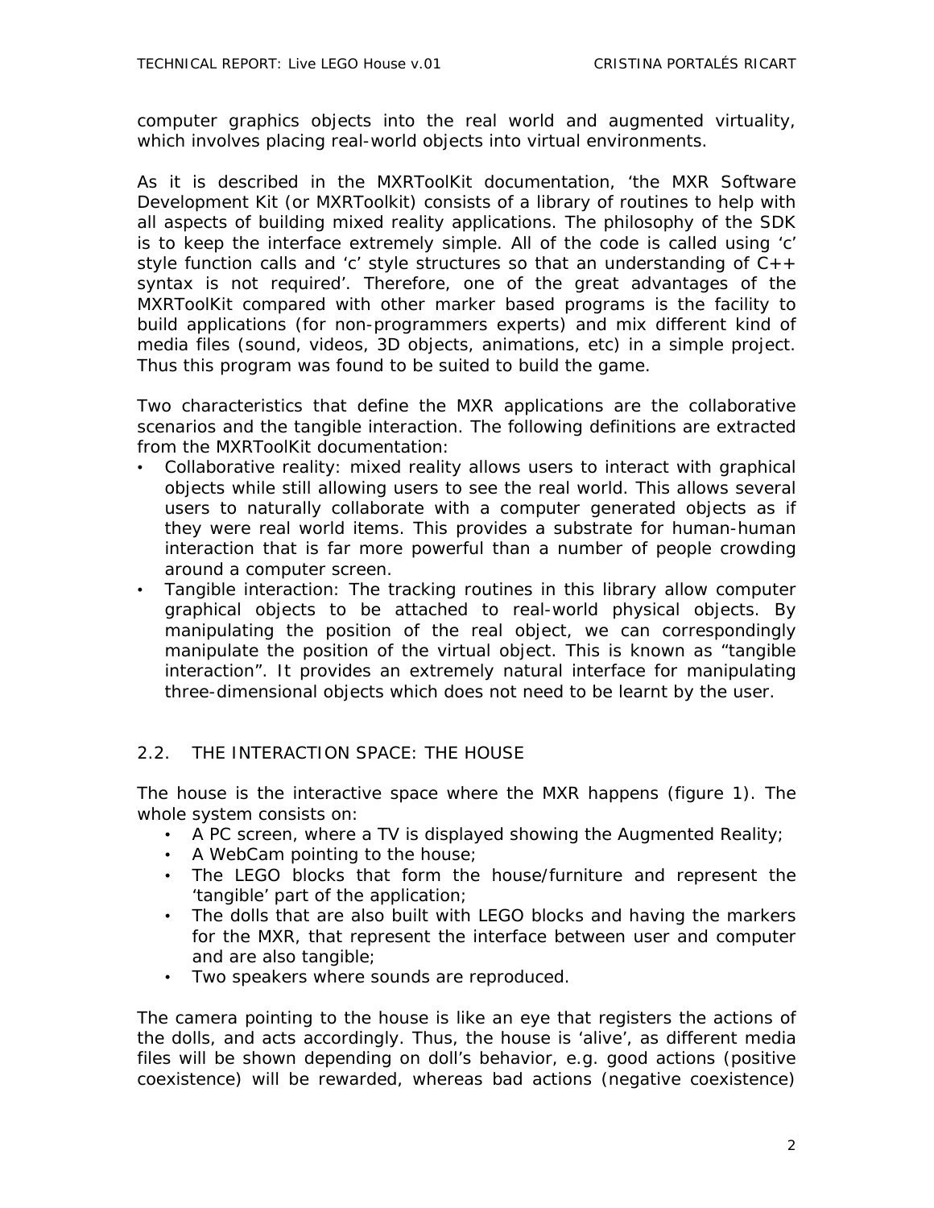computer graphics objects into the real world and augmented virtuality, which involves placing real-world objects into virtual environments.

As it is described in the MXRToolKit documentation, 'the MXR Software Development Kit (or MXRToolkit) consists of a library of routines to help with all aspects of building mixed reality applications. The philosophy of the SDK is to keep the interface extremely simple. All of the code is called using 'c' style function calls and 'c' style structures so that an understanding of C++ syntax is not required'. Therefore, one of the great advantages of the MXRToolKit compared with other marker based programs is the facility to build applications (for non-programmers experts) and mix different kind of media files (sound, videos, 3D objects, animations, etc) in a simple project. Thus this program was found to be suited to build the game.

Two characteristics that define the MXR applications are the collaborative scenarios and the tangible interaction. The following definitions are extracted from the MXRToolKit documentation:

- Collaborative reality: mixed reality allows users to interact with graphical objects while still allowing users to see the real world. This allows several users to naturally collaborate with a computer generated objects as if they were real world items. This provides a substrate for human-human interaction that is far more powerful than a number of people crowding around a computer screen.
- Tangible interaction: The tracking routines in this library allow computer graphical objects to be attached to real-world physical objects. By manipulating the position of the real object, we can correspondingly manipulate the position of the virtual object. This is known as "tangible interaction". It provides an extremely natural interface for manipulating three-dimensional objects which does not need to be learnt by the user.

## 2.2. THE INTERACTION SPACE: THE HOUSE

The house is the interactive space where the MXR happens (figure 1). The whole system consists on:

- A PC screen, where a TV is displayed showing the Augmented Reality;
- A WebCam pointing to the house;
- The LEGO blocks that form the house/furniture and represent the 'tangible' part of the application;
- The dolls that are also built with LEGO blocks and having the markers for the MXR, that represent the interface between user and computer and are also tangible;
- Two speakers where sounds are reproduced.

The camera pointing to the house is like an eye that registers the actions of the dolls, and acts accordingly. Thus, the house is 'alive', as different media files will be shown depending on doll's behavior, e.g. good actions (positive coexistence) will be rewarded, whereas bad actions (negative coexistence)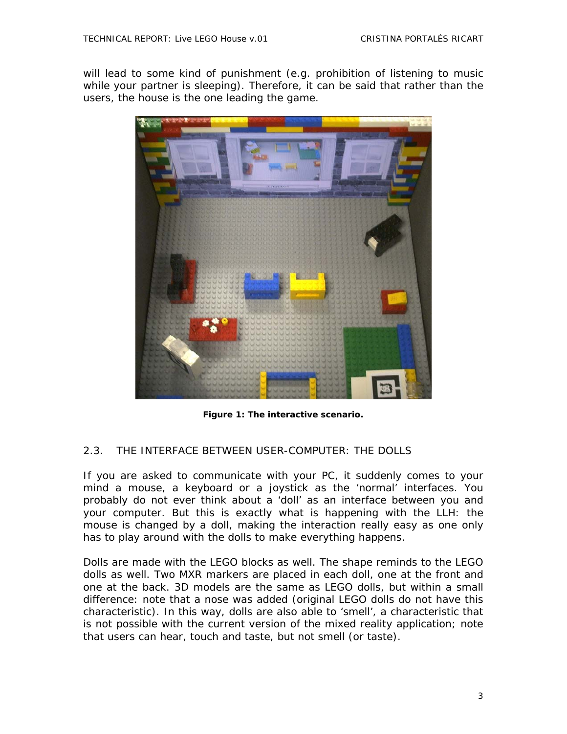will lead to some kind of punishment (e.g. prohibition of listening to music while your partner is sleeping). Therefore, it can be said that rather than the users, the house is the one leading the game.

**Figure 1: The interactive scenario.**

## 2.3. THE INTERFACE BETWEEN USER-COMPUTER: THE DOLLS

If you are asked to communicate with your PC, it suddenly comes to your mind a mouse, a keyboard or a joystick as the 'normal' interfaces. You probably do not ever think about a 'doll' as an interface between you and your computer. But this is exactly what is happening with the LLH: the mouse is changed by a doll, making the interaction really easy as one only has to play around with the dolls to make everything happens.

Dolls are made with the LEGO blocks as well. The shape reminds to the LEGO dolls as well. Two MXR markers are placed in each doll, one at the front and one at the back. 3D models are the same as LEGO dolls, but within a small difference: note that a nose was added (original LEGO dolls do not have this characteristic). In this way, dolls are also able to 'smell', a characteristic that is not possible with the current version of the mixed reality application; note that users can hear, touch and taste, but not smell (or taste).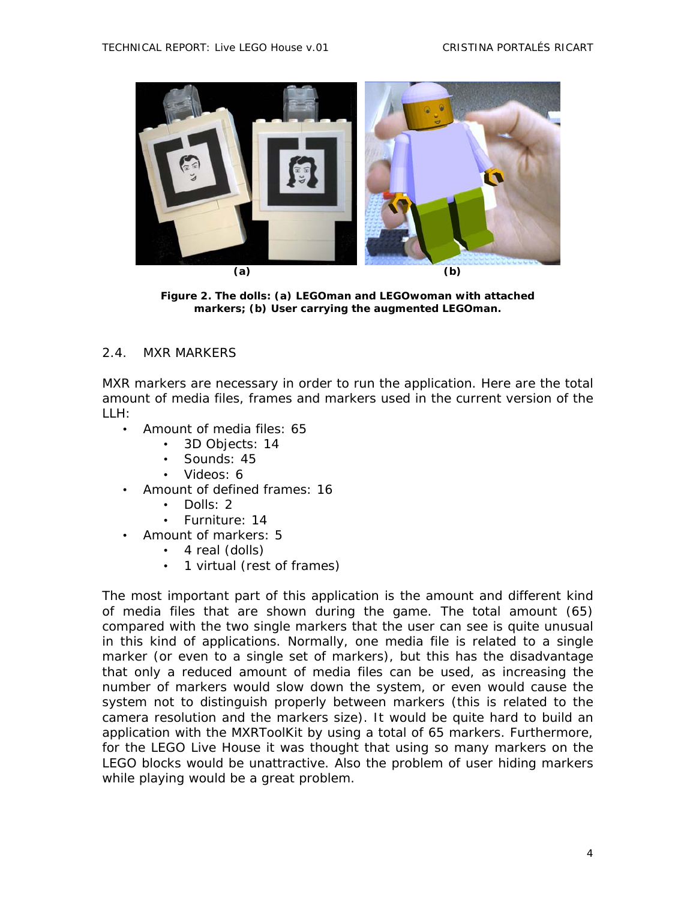(a) (b)

**Figure 2. The dolls: (a) LEGOman and LEGOwoman with attached markers; (b) User carrying the augmented LEGOman.**

## 2.4. MXR MARKERS

MXR markers are necessary in order to run the application. Here are the total amount of media files, frames and markers used in the current version of the LLH:

- Amount of media files: 65
    - 3D Objects: 14
    - Sounds: 45
    - Videos: 6
- Amount of defined frames: 16
    - Dolls: 2
    - Furniture: 14
- Amount of markers: 5
    - 4 real (dolls)
    - 1 virtual (rest of frames)

The most important part of this application is the amount and different kind of media files that are shown during the game. The total amount (65) compared with the two single markers that the user can see is quite unusual in this kind of applications. Normally, one media file is related to a single marker (or even to a single set of markers), but this has the disadvantage that only a reduced amount of media files can be used, as increasing the number of markers would slow down the system, or even would cause the system not to distinguish properly between markers (this is related to the camera resolution and the markers size). It would be quite hard to build an application with the MXRToolKit by using a total of 65 markers. Furthermore, for the LEGO Live House it was thought that using so many markers on the LEGO blocks would be unattractive. Also the problem of user hiding markers while playing would be a great problem.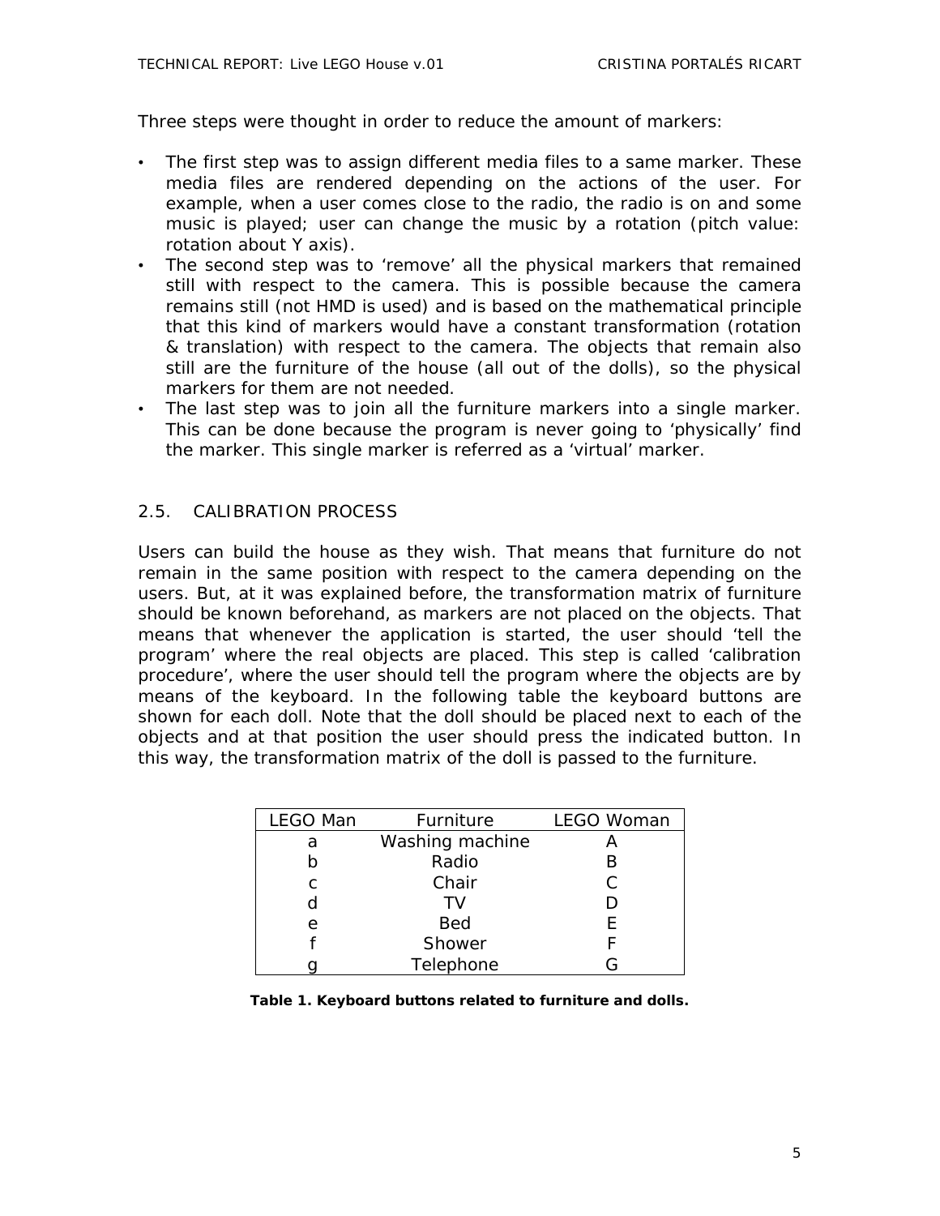Three steps were thought in order to reduce the amount of markers:

- The first step was to assign different media files to a same marker. These media files are rendered depending on the actions of the user. For example, when a user comes close to the radio, the radio is on and some music is played; user can change the music by a rotation (pitch value: rotation about Y axis).
- The second step was to 'remove' all the physical markers that remained still with respect to the camera. This is possible because the camera remains still (not HMD is used) and is based on the mathematical principle that this kind of markers would have a constant transformation (rotation & translation) with respect to the camera. The objects that remain also still are the furniture of the house (all out of the dolls), so the physical markers for them are not needed.
- The last step was to join all the furniture markers into a single marker. This can be done because the program is never going to 'physically' find the marker. This single marker is referred as a 'virtual' marker.

## 2.5. CALIBRATION PROCESS

Users can build the house as they wish. That means that furniture do not remain in the same position with respect to the camera depending on the users. But, at it was explained before, the transformation matrix of furniture should be known beforehand, as markers are not placed on the objects. That means that whenever the application is started, the user should 'tell the program' where the real objects are placed. This step is called 'calibration procedure', where the user should tell the program where the objects are by means of the keyboard. In the following table the keyboard buttons are shown for each doll. Note that the doll should be placed next to each of the objects and at that position the user should press the indicated button. In this way, the transformation matrix of the doll is passed to the furniture.

| LEGO Man | Furniture | LEGO Woman |
|---|---|---|
| a | Washing machine | A |
| b | Radio | B |
| c | Chair | C |
| d | TV | D |
| e | Bed | E |
| f | Shower | F |
| g | Telephone | G |

**Table 1. Keyboard buttons related to furniture and dolls.**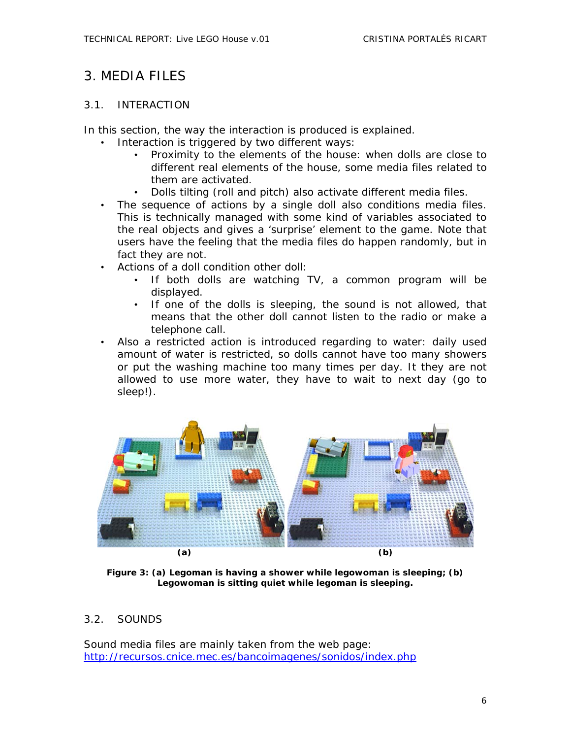## 3. MEDIA FILES

### 3.1. INTERACTION

In this section, the way the interaction is produced is explained.

- Interaction is triggered by two different ways:
  - Proximity to the elements of the house: when dolls are close to different real elements of the house, some media files related to them are activated.
  - Dolls tilting (roll and pitch) also activate different media files.
- The sequence of actions by a single doll also conditions media files. This is technically managed with some kind of variables associated to the real objects and gives a 'surprise' element to the game. Note that users have the feeling that the media files do happen randomly, but in fact they are not.
- Actions of a doll condition other doll:
  - If both dolls are watching TV, a common program will be displayed.
  - If one of the dolls is sleeping, the sound is not allowed, that means that the other doll cannot listen to the radio or make a telephone call.
- Also a restricted action is introduced regarding to water: daily used amount of water is restricted, so dolls cannot have too many showers or put the washing machine too many times per day. It they are not allowed to use more water, they have to wait to next day (go to sleep!).

(a) (b)

**Figure 3: (a) Legoman is having a shower while legowoman is sleeping; (b) Legowoman is sitting quiet while legoman is sleeping.**

### 3.2. SOUNDS

Sound media files are mainly taken from the web page:
http://recursos.cnice.mec.es/bancoimagenes/sonidos/index.php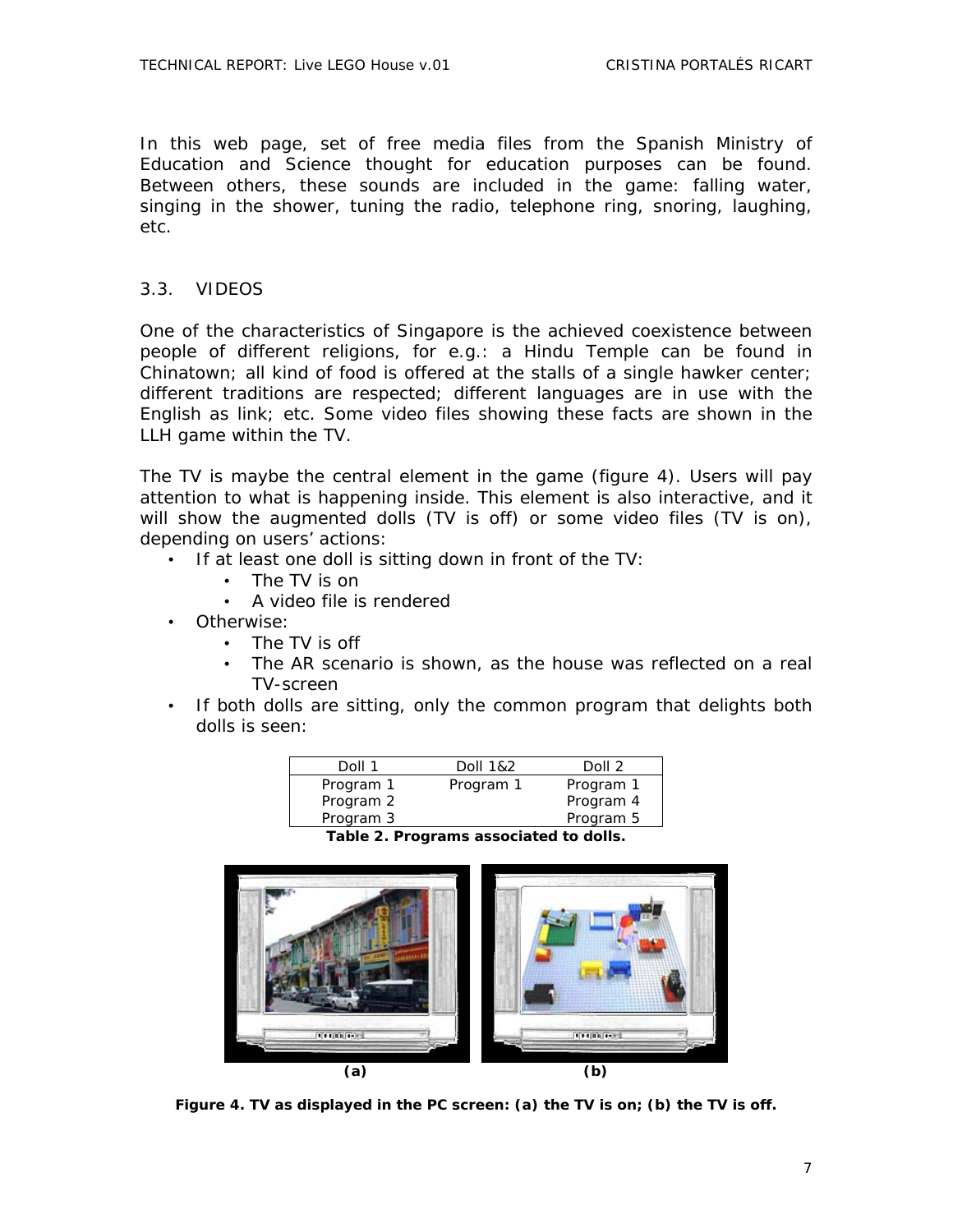In this web page, set of free media files from the Spanish Ministry of Education and Science thought for education purposes can be found. Between others, these sounds are included in the game: falling water, singing in the shower, tuning the radio, telephone ring, snoring, laughing, etc.

## 3.3. VIDEOS

One of the characteristics of Singapore is the achieved coexistence between people of different religions, for e.g.: a Hindu Temple can be found in Chinatown; all kind of food is offered at the stalls of a single hawker center; different traditions are respected; different languages are in use with the English as link; etc. Some video files showing these facts are shown in the LLH game within the TV.

The TV is maybe the central element in the game (figure 4). Users will pay attention to what is happening inside. This element is also interactive, and it will show the augmented dolls (TV is off) or some video files (TV is on), depending on users' actions:

- If at least one doll is sitting down in front of the TV:
  - The TV is on
  - A video file is rendered
- Otherwise:
  - The TV is off
  - The AR scenario is shown, as the house was reflected on a real TV-screen
- If both dolls are sitting, only the common program that delights both dolls is seen:

| Doll 1 | Doll 1&2 | Doll 2 |
|---|---|---|
| Program 1 | Program 1 | Program 1 |
| Program 2 | | Program 4 |
| Program 3 | | Program 5 |

**Table 2. Programs associated to dolls.**

(a) (b)

**Figure 4. TV as displayed in the PC screen: (a) the TV is on; (b) the TV is off.**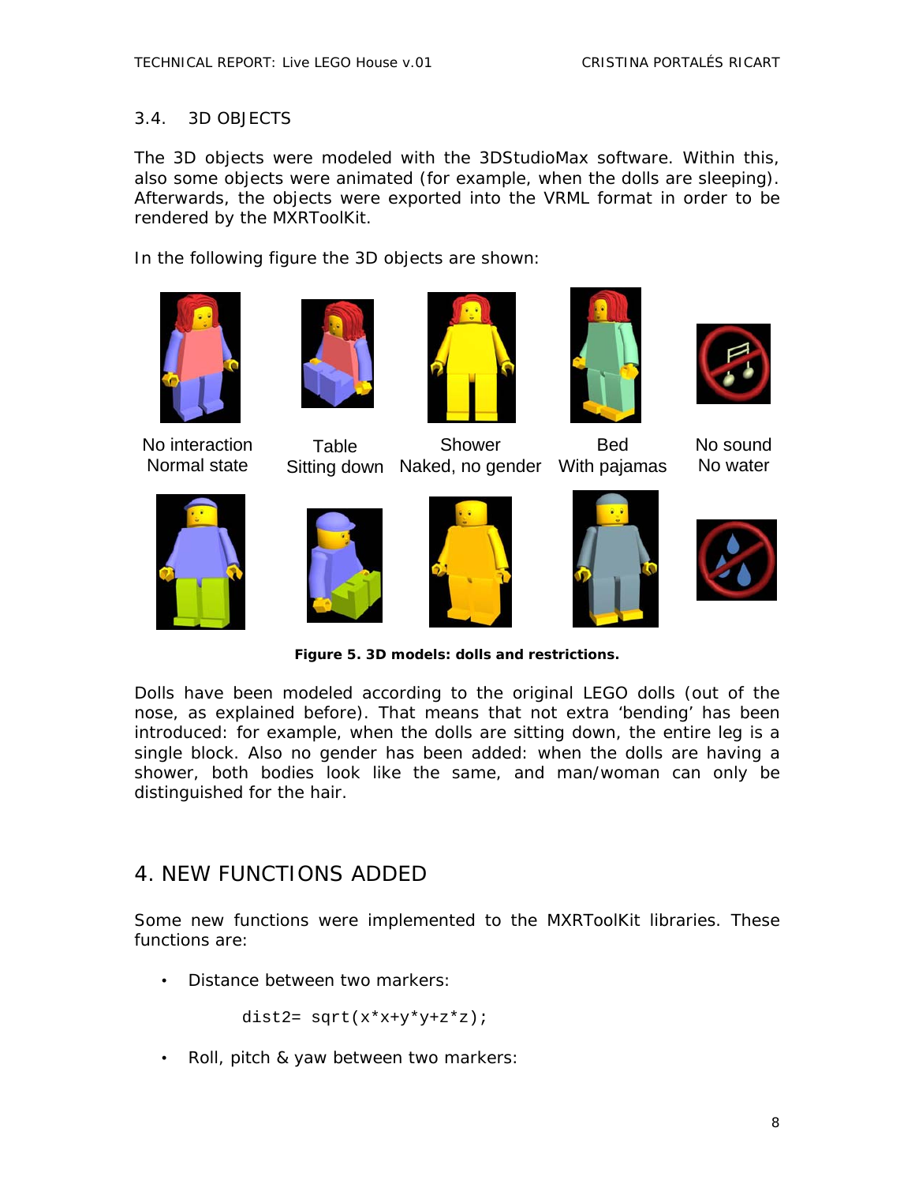### 3.4. 3D OBJECTS

The 3D objects were modeled with the 3DStudioMax software. Within this, also some objects were animated (for example, when the dolls are sleeping). Afterwards, the objects were exported into the VRML format in order to be rendered by the MXRToolKit.

In the following figure the 3D objects are shown:

| No interaction | Table | Shower | Bed | No sound |
|---|---|---|---|---|
| Normal state | Sitting down | Naked, no gender | With pajamas | No water |

**Figure 5. 3D models: dolls and restrictions.**

Dolls have been modeled according to the original LEGO dolls (out of the nose, as explained before). That means that not extra 'bending' has been introduced: for example, when the dolls are sitting down, the entire leg is a single block. Also no gender has been added: when the dolls are having a shower, both bodies look like the same, and man/woman can only be distinguished for the hair.

## 4. NEW FUNCTIONS ADDED

Some new functions were implemented to the MXRToolKit libraries. These functions are:

- Distance between two markers:

```
dist2= sqrt(x*x+y*y+z*z);
```

- Roll, pitch & yaw between two markers: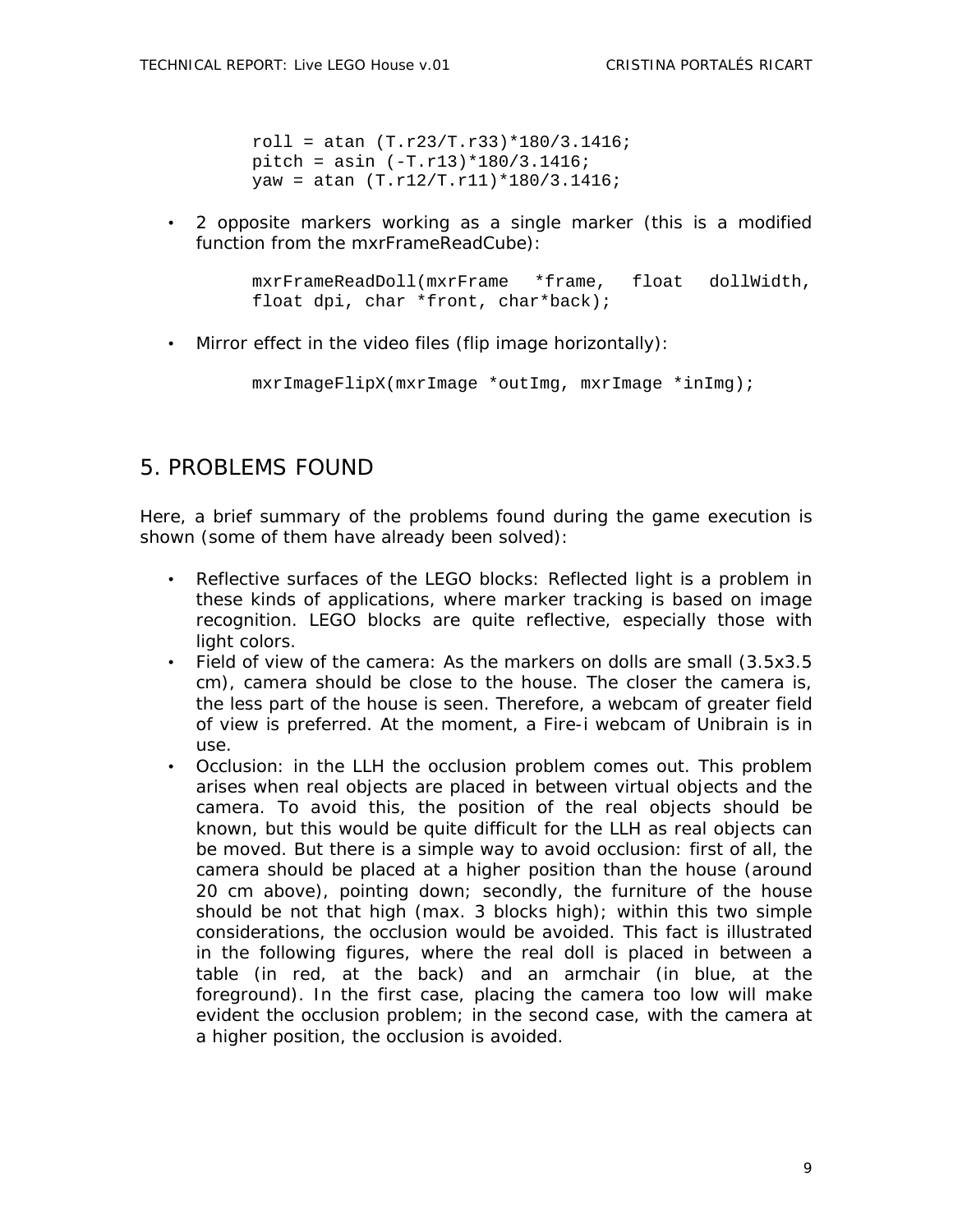```
roll = atan (T.r23/T.r33)*180/3.1416;
pitch = asin (-T.r13)*180/3.1416;
yaw = atan (T.r12/T.r11)*180/3.1416;
```

- 2 opposite markers working as a single marker (this is a modified function from the mxrFrameReadCube):

```
mxrFrameReadDoll(mxrFrame *frame, float dollWidth,
float dpi, char *front, char*back);
```

- Mirror effect in the video files (flip image horizontally):

```
mxrImageFlipX(mxrImage *outImg, mxrImage *inImg);
```

## 5. PROBLEMS FOUND

Here, a brief summary of the problems found during the game execution is shown (some of them have already been solved):

- Reflective surfaces of the LEGO blocks: Reflected light is a problem in these kinds of applications, where marker tracking is based on image recognition. LEGO blocks are quite reflective, especially those with light colors.
- Field of view of the camera: As the markers on dolls are small (3.5x3.5 cm), camera should be close to the house. The closer the camera is, the less part of the house is seen. Therefore, a webcam of greater field of view is preferred. At the moment, a Fire-i webcam of Unibrain is in use.
- Occlusion: in the LLH the occlusion problem comes out. This problem arises when real objects are placed in between virtual objects and the camera. To avoid this, the position of the real objects should be known, but this would be quite difficult for the LLH as real objects can be moved. But there is a simple way to avoid occlusion: first of all, the camera should be placed at a higher position than the house (around 20 cm above), pointing down; secondly, the furniture of the house should be not that high (max. 3 blocks high); within this two simple considerations, the occlusion would be avoided. This fact is illustrated in the following figures, where the real doll is placed in between a table (in red, at the back) and an armchair (in blue, at the foreground). In the first case, placing the camera too low will make evident the occlusion problem; in the second case, with the camera at a higher position, the occlusion is avoided.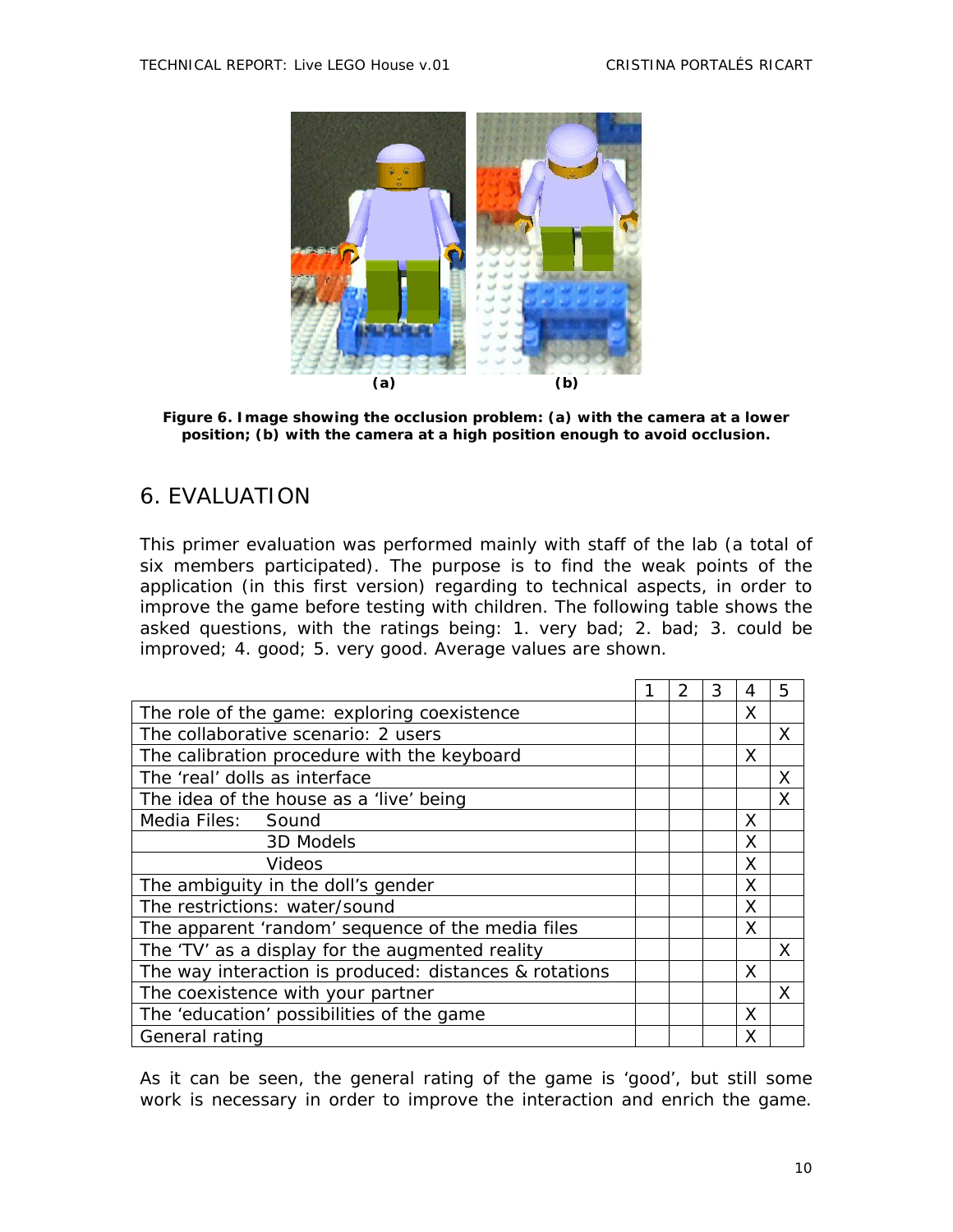Figure 6. Image showing the occlusion problem: (a) with the camera at a lower position; (b) with the camera at a high position enough to avoid occlusion.

## 6. EVALUATION

This primer evaluation was performed mainly with staff of the lab (a total of six members participated). The purpose is to find the weak points of the application (in this first version) regarding to technical aspects, in order to improve the game before testing with children. The following table shows the asked questions, with the ratings being: 1. very bad; 2. bad; 3. could be improved; 4. good; 5. very good. Average values are shown.

| | 1 | 2 | 3 | 4 | 5 |
|---|---|---|---|---|---|
| The role of the game: exploring coexistence | | | | X | |
| The collaborative scenario: 2 users | | | | | X |
| The calibration procedure with the keyboard | | | | X | |
| The 'real' dolls as interface | | | | | X |
| The idea of the house as a 'live' being | | | | | X |
| Media Files: Sound | | | | X | |
| 3D Models | | | | X | |
| Videos | | | | X | |
| The ambiguity in the doll's gender | | | | X | |
| The restrictions: water/sound | | | | X | |
| The apparent 'random' sequence of the media files | | | | X | |
| The 'TV' as a display for the augmented reality | | | | | X |
| The way interaction is produced: distances & rotations | | | | X | |
| The coexistence with your partner | | | | | X |
| The 'education' possibilities of the game | | | | X | |
| General rating | | | | X | |

As it can be seen, the general rating of the game is 'good', but still some work is necessary in order to improve the interaction and enrich the game.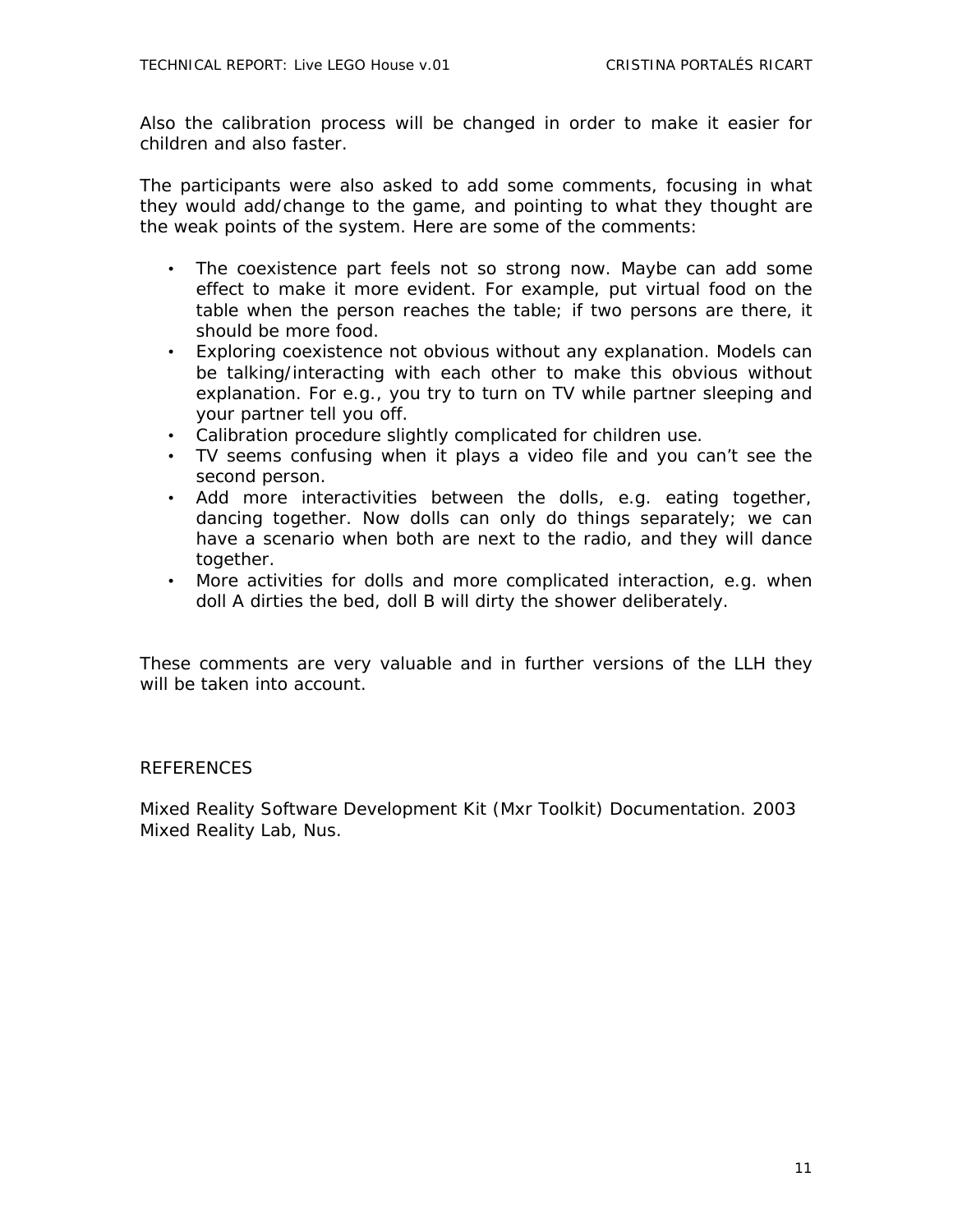Also the calibration process will be changed in order to make it easier for children and also faster.

The participants were also asked to add some comments, focusing in what they would add/change to the game, and pointing to what they thought are the weak points of the system. Here are some of the comments:

- The coexistence part feels not so strong now. Maybe can add some effect to make it more evident. For example, put virtual food on the table when the person reaches the table; if two persons are there, it should be more food.
- Exploring coexistence not obvious without any explanation. Models can be talking/interacting with each other to make this obvious without explanation. For e.g., you try to turn on TV while partner sleeping and your partner tell you off.
- Calibration procedure slightly complicated for children use.
- TV seems confusing when it plays a video file and you can't see the second person.
- Add more interactivities between the dolls, e.g. eating together, dancing together. Now dolls can only do things separately; we can have a scenario when both are next to the radio, and they will dance together.
- More activities for dolls and more complicated interaction, e.g. when doll A dirties the bed, doll B will dirty the shower deliberately.

These comments are very valuable and in further versions of the LLH they will be taken into account.

## REFERENCES

Mixed Reality Software Development Kit (Mxr Toolkit) Documentation. 2003 Mixed Reality Lab, Nus.